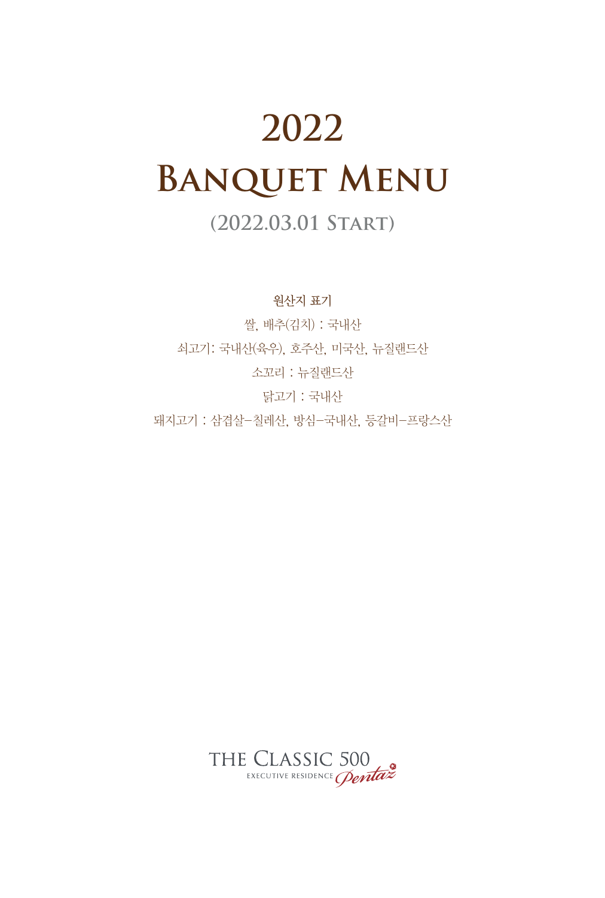# 2022
# Banquet Menu

## (2022.03.01 Start)

**원산지 표기**

쌀, 배추(김치) : 국내산

쇠고기: 국내산(육우), 호주산, 미국산, 뉴질랜드산

소꼬리 : 뉴질랜드산

닭고기 : 국내산

돼지고기 : 삼겹살–칠레산, 방심–국내산, 등갈비–프랑스산

THE CLASSIC 500
EXECUTIVE RESIDENCE Pentaz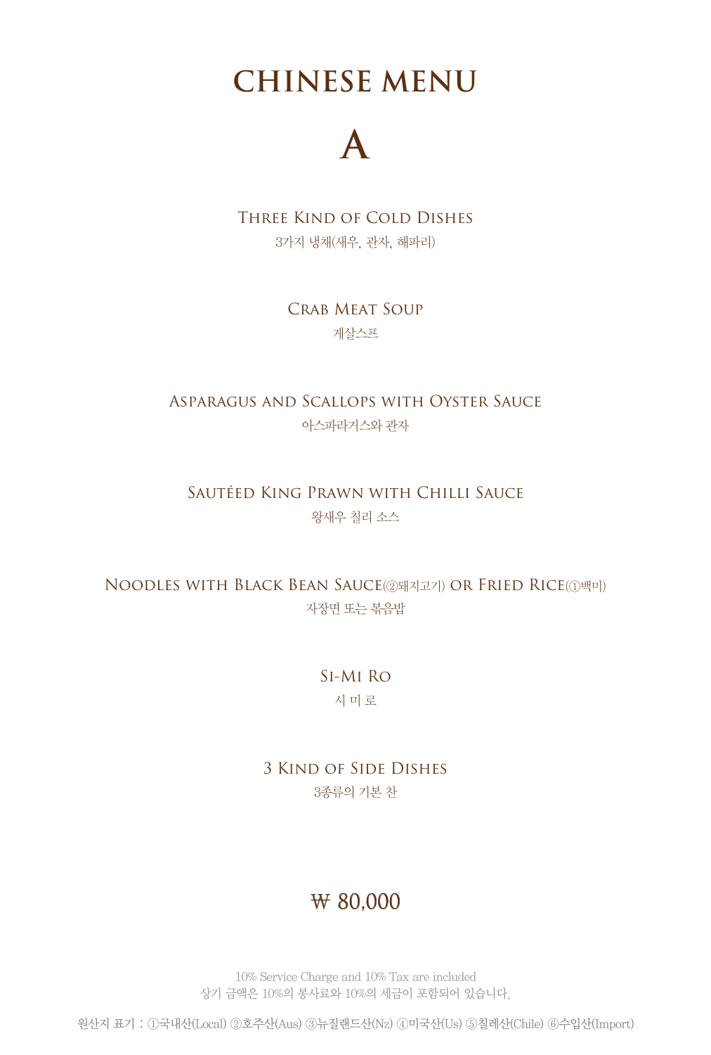# CHINESE MENU

# A

THREE KIND OF COLD DISHES
3가지 냉채(새우, 관자, 해파리)

CRAB MEAT SOUP
게살스프

ASPARAGUS AND SCALLOPS WITH OYSTER SAUCE
아스파라거스와 관자

SAUTÉED KING PRAWN WITH CHILLI SAUCE
왕새우 칠리 소스

NOODLES WITH BLACK BEAN SAUCE(②돼지고기) OR FRIED RICE(①백미)
자장면 또는 볶음밥

SI-MI RO
시 미 로

3 KIND OF SIDE DISHES
3종류의 기본 찬

₩ 80,000

10% Service Charge and 10% Tax are included
상기 금액은 10%의 봉사료와 10%의 세금이 포함되어 있습니다.

원산지 표기 : ①국내산(Local) ②호주산(Aus) ③뉴질랜드산(Nz) ④미국산(Us) ⑤칠레산(Chile) ⑥수입산(Import)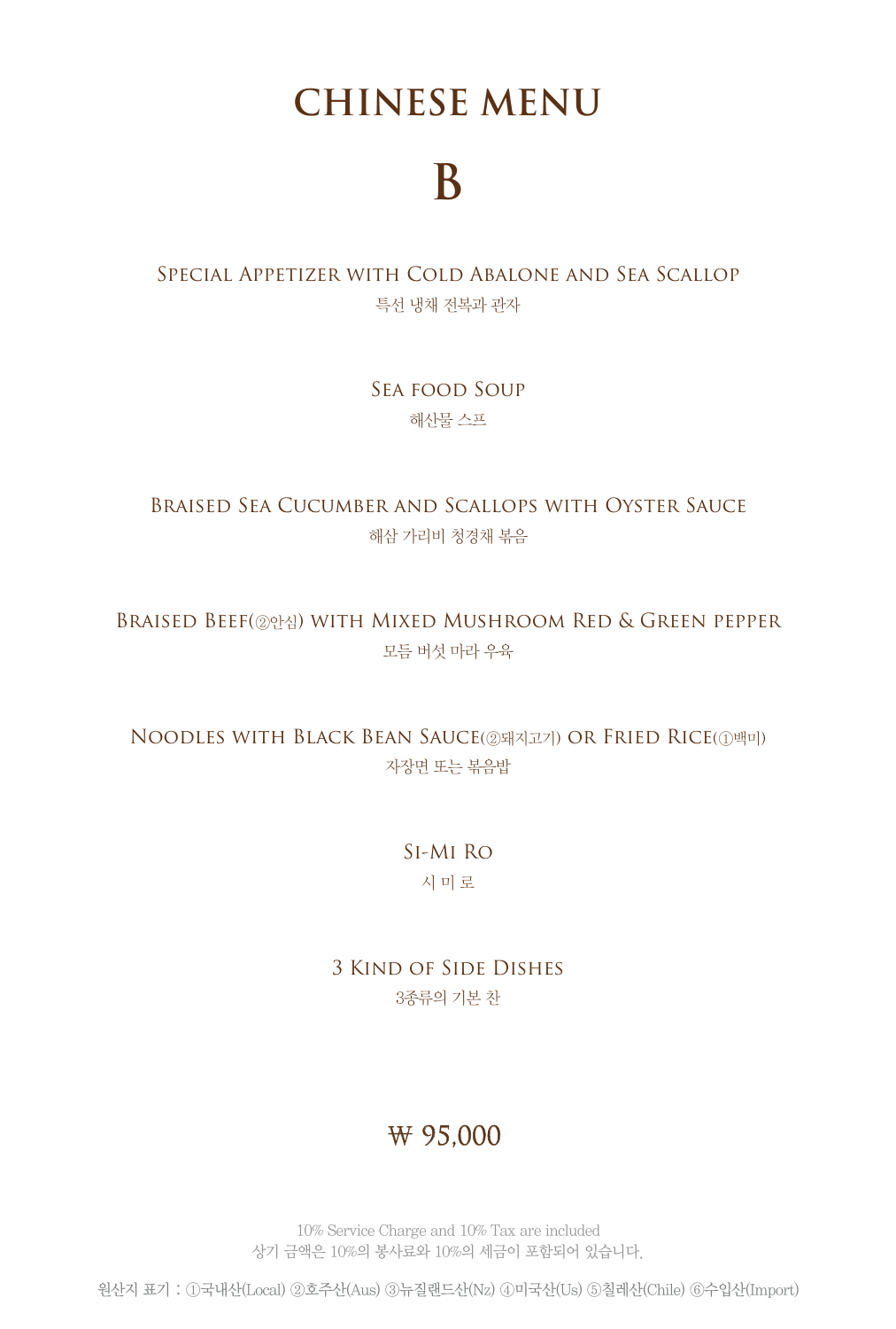# CHINESE MENU

## B

Special Appetizer with Cold Abalone and Sea Scallop
특선 냉채 전복과 관자

Sea food Soup
해산물 스프

Braised Sea Cucumber and Scallops with Oyster Sauce
해삼 가리비 청경채 볶음

Braised Beef(②안심) with Mixed Mushroom Red & Green pepper
모듬 버섯 마라 우육

Noodles with Black Bean Sauce(②돼지고기) or Fried Rice(①백미)
자장면 또는 볶음밥

Si-Mi Ro
시 미 로

3 Kind of Side Dishes
3종류의 기본 찬

₩ 95,000

10% Service Charge and 10% Tax are included
상기 금액은 10%의 봉사료와 10%의 세금이 포함되어 있습니다.

원산지 표기 : ①국내산(Local) ②호주산(Aus) ③뉴질랜드산(Nz) ④미국산(Us) ⑤칠레산(Chile) ⑥수입산(Import)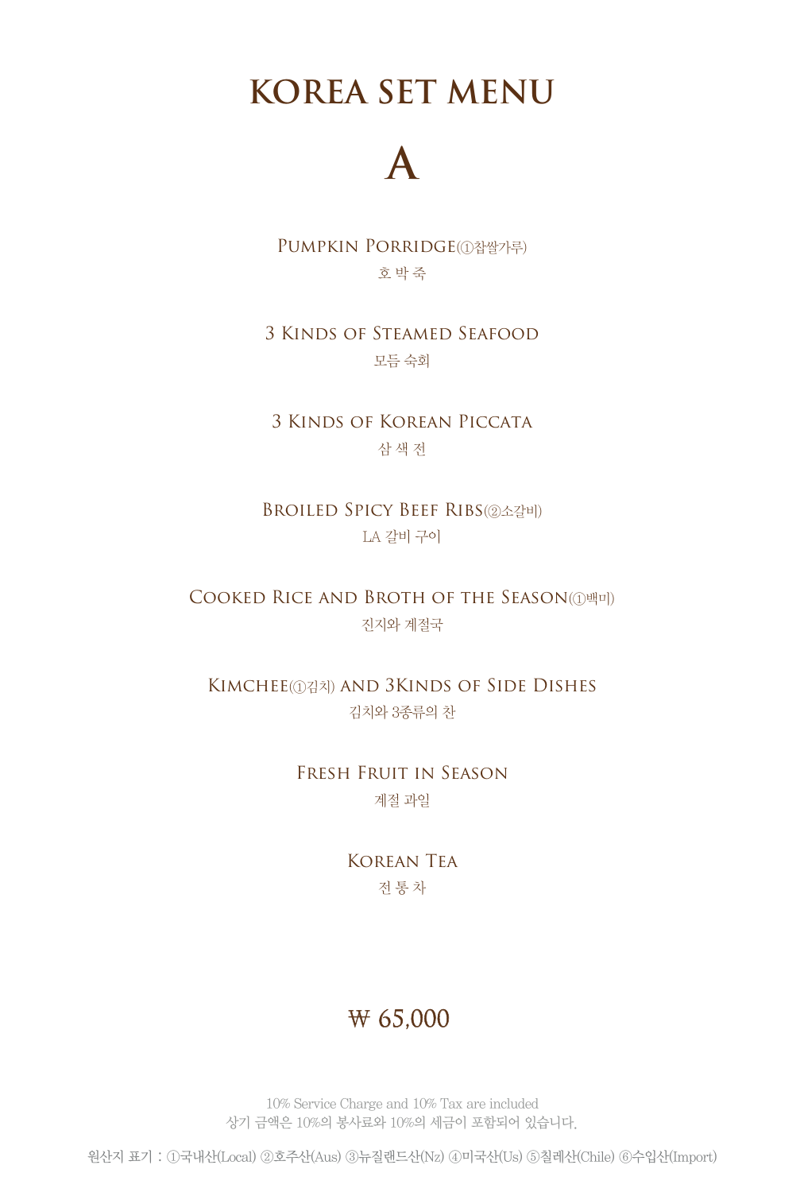# KOREA SET MENU

## A

Pumpkin Porridge(①찹쌀가루)
호 박 죽

3 Kinds of Steamed Seafood
모듬 숙회

3 Kinds of Korean Piccata
삼 색 전

Broiled Spicy Beef Ribs(②소갈비)
LA 갈비 구이

Cooked Rice and Broth of the Season(①백미)
진지와 계절국

Kimchee(①김치) and 3Kinds of Side Dishes
김치와 3종류의 찬

Fresh Fruit in Season
계절 과일

Korean Tea
전 통 차

₩ 65,000

10% Service Charge and 10% Tax are included
상기 금액은 10%의 봉사료와 10%의 세금이 포함되어 있습니다.

원산지 표기 : ①국내산(Local) ②호주산(Aus) ③뉴질랜드산(Nz) ④미국산(Us) ⑤칠레산(Chile) ⑥수입산(Import)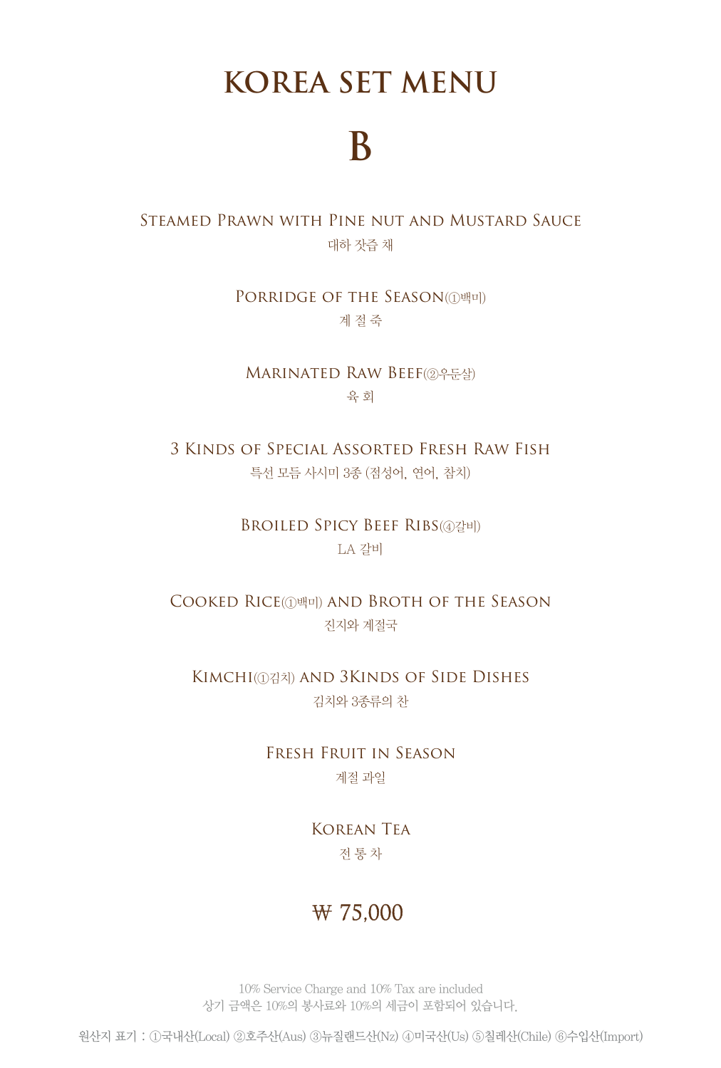# KOREA SET MENU

# B

Steamed Prawn with Pine nut and Mustard Sauce
대하 잣즙 채

Porridge of the Season(①백미)
계 절 죽

Marinated Raw Beef(②우둔살)
육 회

3 Kinds of Special Assorted Fresh Raw Fish
특선 모듬 사시미 3종 (점성어, 연어, 참치)

Broiled Spicy Beef Ribs(④갈비)
LA 갈비

Cooked Rice(①백미) and Broth of the Season
진지와 계절국

Kimchi(①김치) and 3Kinds of Side Dishes
김치와 3종류의 찬

Fresh Fruit in Season
계절 과일

Korean Tea
전 통 차

₩ 75,000

10% Service Charge and 10% Tax are included
상기 금액은 10%의 봉사료와 10%의 세금이 포함되어 있습니다.

원산지 표기 : ①국내산(Local) ②호주산(Aus) ③뉴질랜드산(Nz) ④미국산(Us) ⑤칠레산(Chile) ⑥수입산(Import)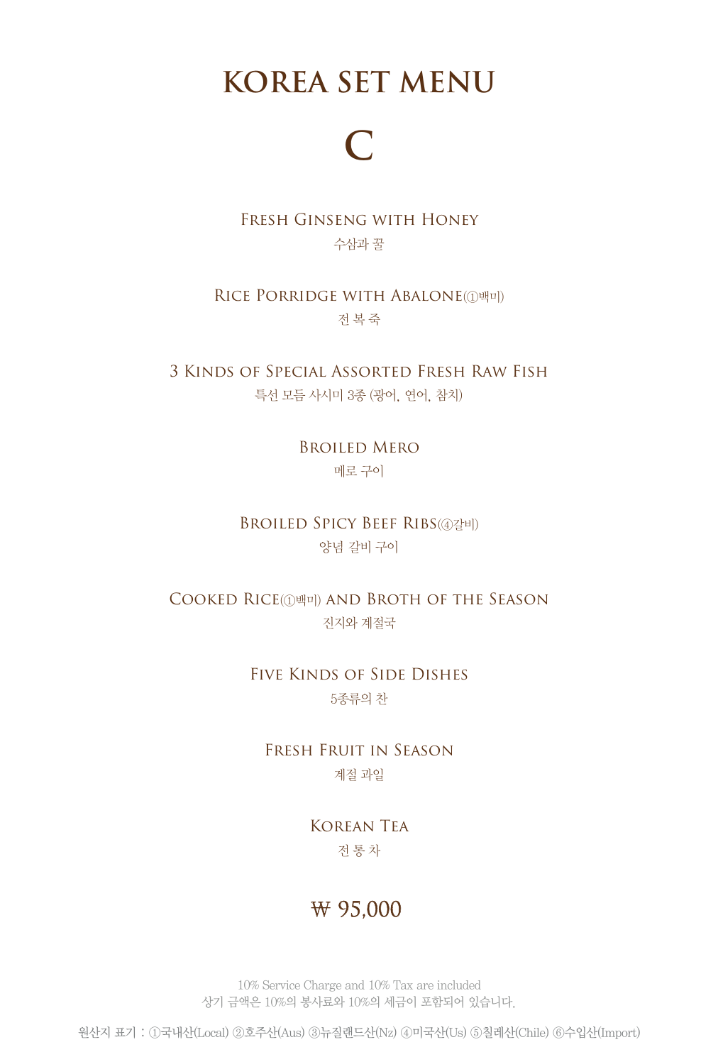# KOREA SET MENU

# C

Fresh Ginseng with Honey
수삼과 꿀

Rice Porridge with Abalone(①백미)
전 복 죽

3 Kinds of Special Assorted Fresh Raw Fish
특선 모듬 사시미 3종 (광어, 연어, 참치)

Broiled Mero
메로 구이

Broiled Spicy Beef Ribs(④갈비)
양념 갈비 구이

Cooked Rice(①백미) and Broth of the Season
진지와 계절국

Five Kinds of Side Dishes
5종류의 찬

Fresh Fruit in Season
계절 과일

Korean Tea
전 통 차

**₩ 95,000**

10% Service Charge and 10% Tax are included
상기 금액은 10%의 봉사료와 10%의 세금이 포함되어 있습니다.

원산지 표기 : ①국내산(Local) ②호주산(Aus) ③뉴질랜드산(Nz) ④미국산(Us) ⑤칠레산(Chile) ⑥수입산(Import)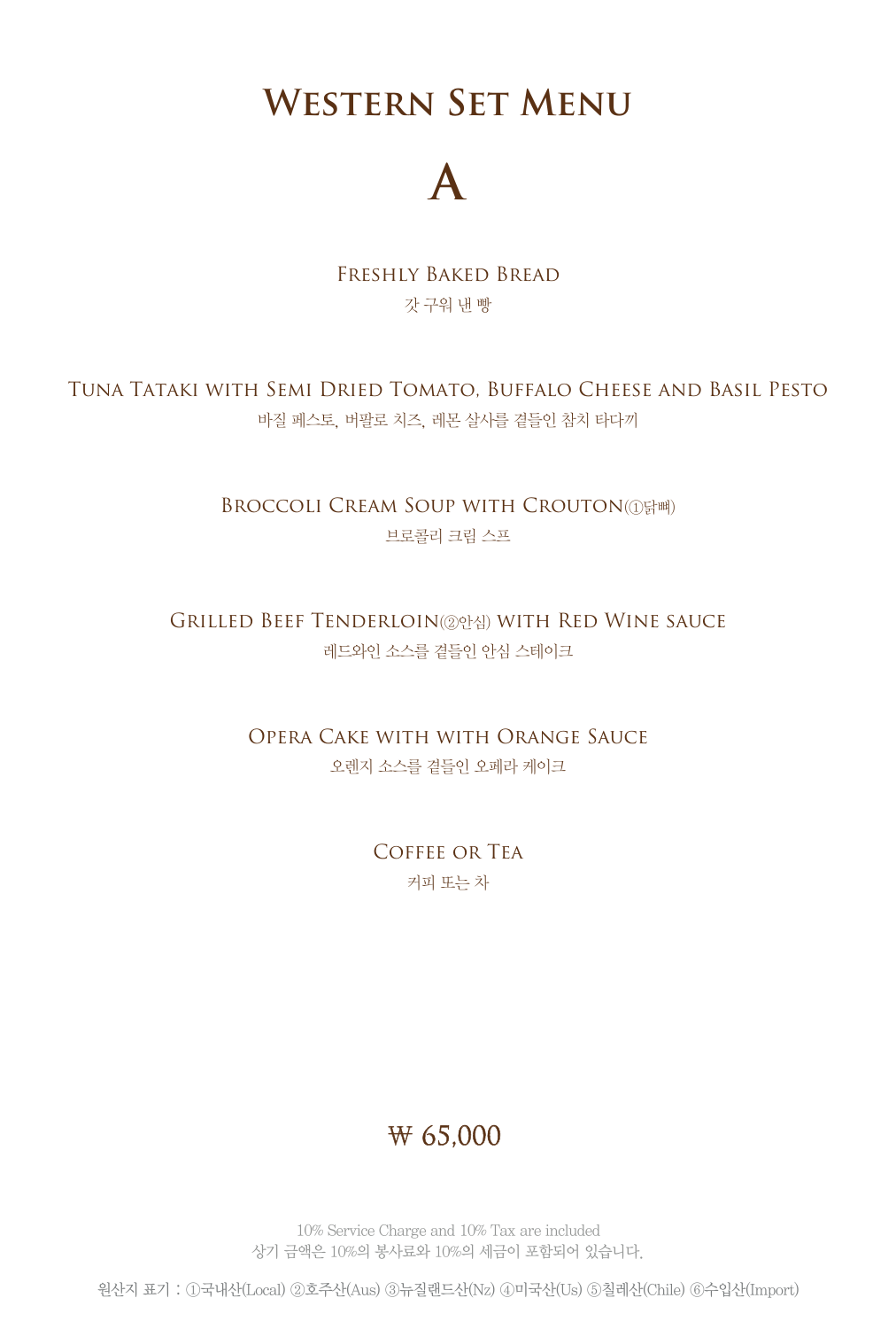# Western Set Menu

## A

Freshly Baked Bread

갓 구워 낸 빵

Tuna Tataki with Semi Dried Tomato, Buffalo Cheese and Basil Pesto

바질 페스토, 버팔로 치즈, 레몬 살사를 곁들인 참치 타다끼

Broccoli Cream Soup with Crouton(①닭뼈)

브로콜리 크림 스프

Grilled Beef Tenderloin(②안심) with Red Wine sauce

레드와인 소스를 곁들인 안심 스테이크

Opera Cake with with Orange Sauce

오렌지 소스를 곁들인 오페라 케이크

Coffee or Tea

커피 또는 차

₩ 65,000

10% Service Charge and 10% Tax are included

상기 금액은 10%의 봉사료와 10%의 세금이 포함되어 있습니다.

원산지 표기 : ①국내산(Local) ②호주산(Aus) ③뉴질랜드산(Nz) ④미국산(Us) ⑤칠레산(Chile) ⑥수입산(Import)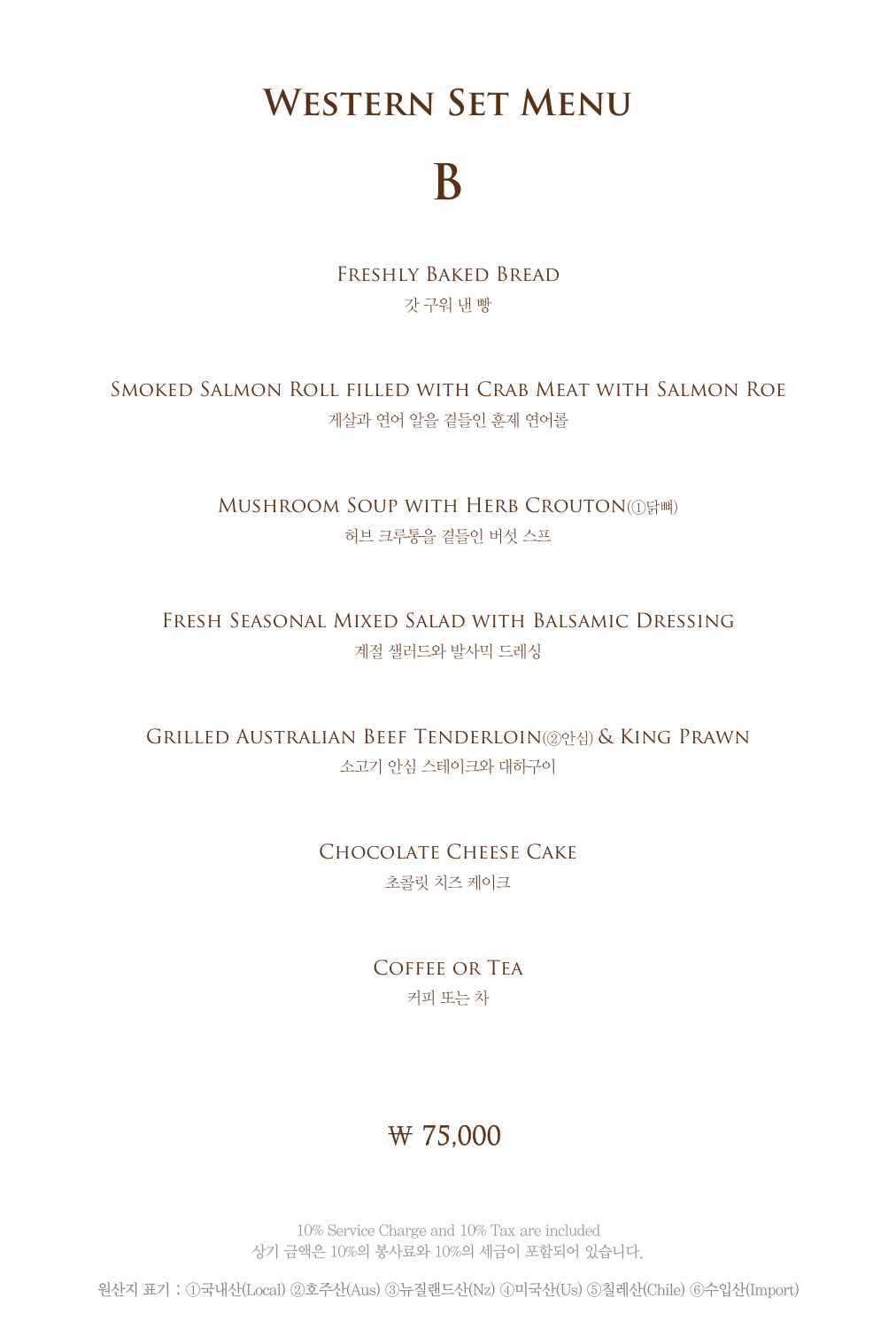# Western Set Menu

## B

Freshly Baked Bread
갓 구워 낸 빵

Smoked Salmon Roll filled with Crab Meat with Salmon Roe
게살과 연어 알을 곁들인 훈제 연어롤

Mushroom Soup with Herb Crouton(①닭뼈)
허브 크루통을 곁들인 버섯 스프

Fresh Seasonal Mixed Salad with Balsamic Dressing
계절 샐러드와 발사믹 드레싱

Grilled Australian Beef Tenderloin(②안심) & King Prawn
소고기 안심 스테이크와 대하구이

Chocolate Cheese Cake
초콜릿 치즈 케이크

Coffee or Tea
커피 또는 차

₩ 75,000

10% Service Charge and 10% Tax are included
상기 금액은 10%의 봉사료와 10%의 세금이 포함되어 있습니다.

원산지 표기 : ①국내산(Local) ②호주산(Aus) ③뉴질랜드산(Nz) ④미국산(Us) ⑤칠레산(Chile) ⑥수입산(Import)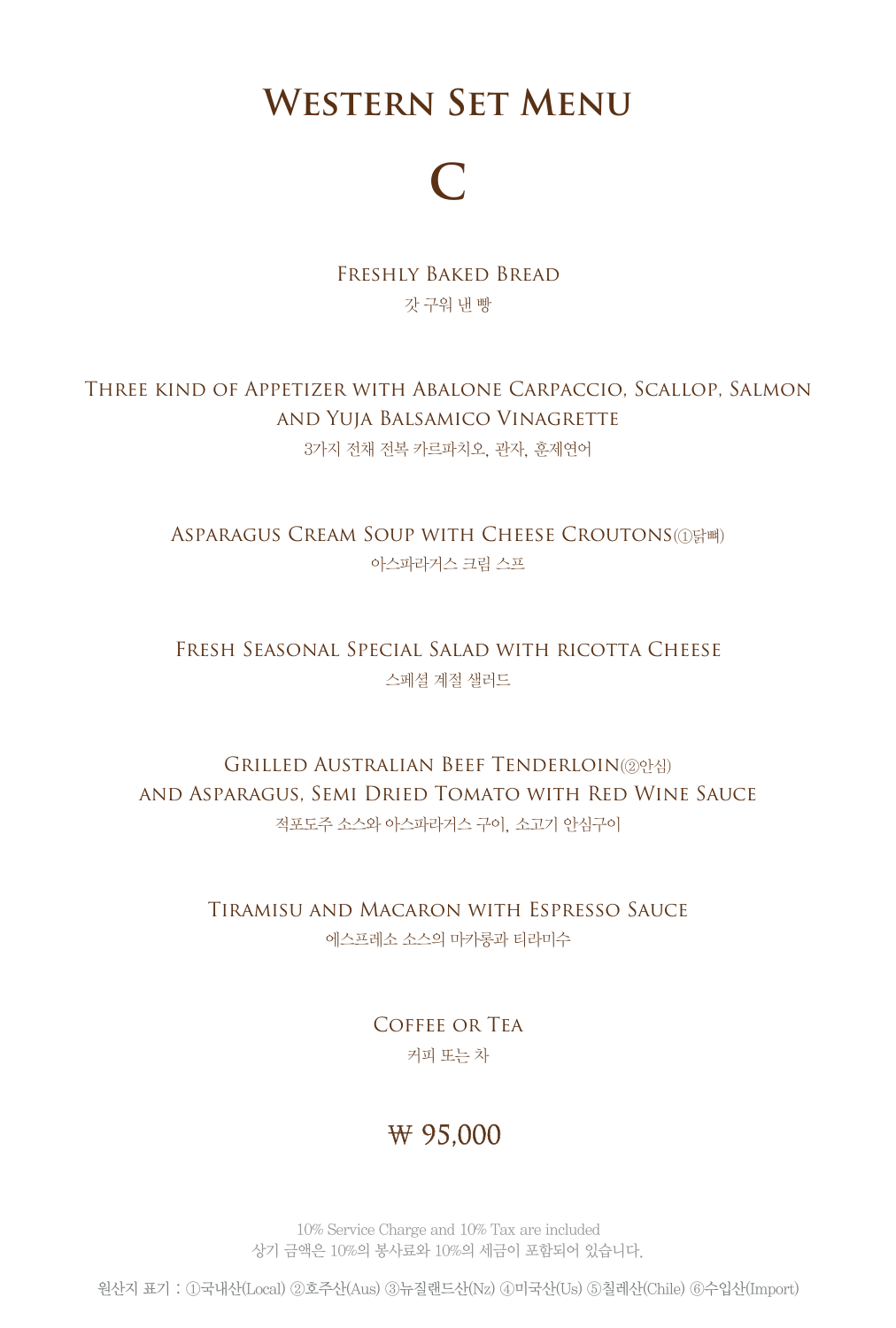# Western Set Menu

# C

Freshly Baked Bread

갓 구워 낸 빵

Three kind of Appetizer with Abalone Carpaccio, Scallop, Salmon and Yuja Balsamico Vinagrette

3가지 전채 전복 카르파치오, 관자, 훈제연어

Asparagus Cream Soup with Cheese Croutons(①닭뼈)

아스파라거스 크림 스프

Fresh Seasonal Special Salad with ricotta Cheese

스페셜 계절 샐러드

Grilled Australian Beef Tenderloin(②안심)
and Asparagus, Semi Dried Tomato with Red Wine Sauce

적포도주 소스와 아스파라거스 구이, 소고기 안심구이

Tiramisu and Macaron with Espresso Sauce

에스프레소 소스의 마카롱과 티라미수

Coffee or Tea

커피 또는 차

₩ 95,000

10% Service Charge and 10% Tax are included

상기 금액은 10%의 봉사료와 10%의 세금이 포함되어 있습니다.

원산지 표기 : ①국내산(Local) ②호주산(Aus) ③뉴질랜드산(Nz) ④미국산(Us) ⑤칠레산(Chile) ⑥수입산(Import)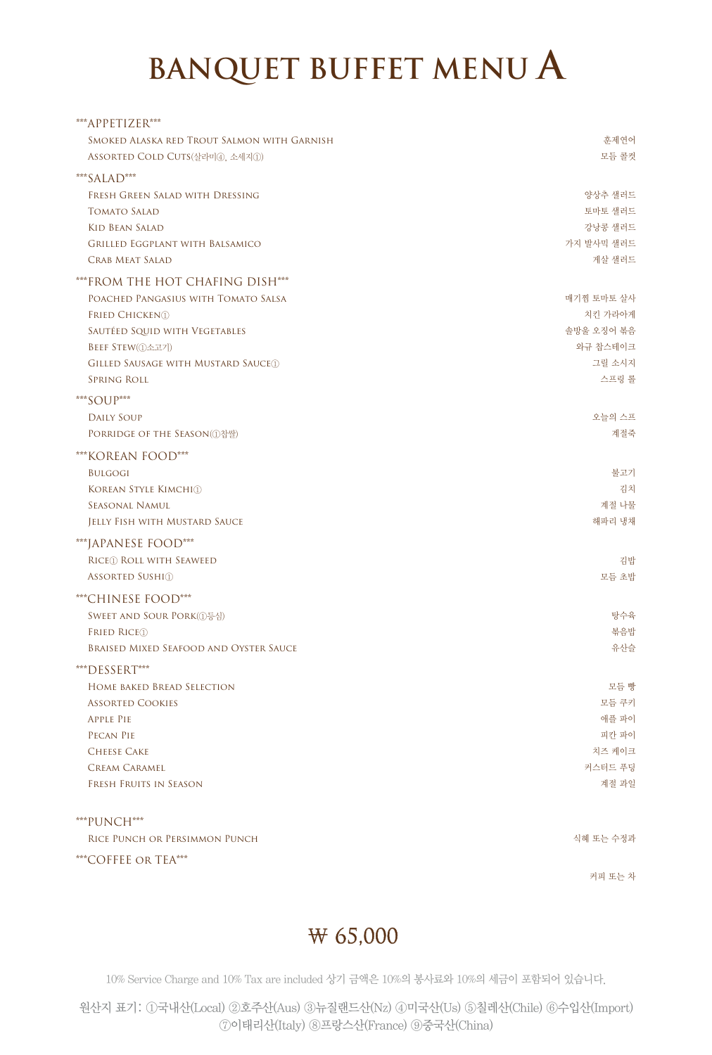# BANQUET BUFFET MENU A

***APPETIZER***

| | |
|---|---|
| Smoked Alaska red Trout Salmon with Garnish | 훈제연어 |
| Assorted Cold Cuts(살라미④, 소세지①) | 모듬 콜컷 |

***SALAD***

| | |
|---|---|
| Fresh Green Salad with Dressing | 양상추 샐러드 |
| Tomato Salad | 토마토 샐러드 |
| Kid Bean Salad | 강낭콩 샐러드 |
| Grilled Eggplant with Balsamico | 가지 발사믹 샐러드 |
| Crab Meat Salad | 게살 샐러드 |

***FROM THE HOT CHAFING DISH***

| | |
|---|---|
| Poached Pangasius with Tomato Salsa | 메기찜 토마토 살사 |
| Fried Chicken① | 치킨 가라아게 |
| Sautéed Squid with Vegetables | 솔방울 오징어 볶음 |
| Beef Stew(①소고기) | 와규 찹스테이크 |
| Gilled Sausage with Mustard Sauce① | 그릴 소시지 |
| Spring Roll | 스프링 롤 |

***SOUP***

| | |
|---|---|
| Daily Soup | 오늘의 스프 |
| Porridge of the Season(①찹쌀) | 계절죽 |

***KOREAN FOOD***

| | |
|---|---|
| Bulgogi | 불고기 |
| Korean Style Kimchi① | 김치 |
| Seasonal Namul | 계절 나물 |
| Jelly Fish with Mustard Sauce | 해파리 냉채 |

***JAPANESE FOOD***

| | |
|---|---|
| Rice① Roll with Seaweed | 김밥 |
| Assorted Sushi① | 모듬 초밥 |

***CHINESE FOOD***

| | |
|---|---|
| Sweet and Sour Pork(①등심) | 탕수육 |
| Fried Rice① | 볶음밥 |
| Braised Mixed Seafood and Oyster Sauce | 유산슬 |

***DESSERT***

| | |
|---|---|
| Home baked Bread Selection | 모듬 빵 |
| Assorted Cookies | 모듬 쿠키 |
| Apple Pie | 애플 파이 |
| Pecan Pie | 피칸 파이 |
| Cheese Cake | 치즈 케이크 |
| Cream Caramel | 커스터드 푸딩 |
| Fresh Fruits in Season | 계절 과일 |

***PUNCH***

| | |
|---|---|
| Rice Punch or Persimmon Punch | 식혜 또는 수정과 |

***COFFEE or TEA***

| | |
|---|---|
| | 커피 또는 차 |

₩ 65,000

10% Service Charge and 10% Tax are included 상기 금액은 10%의 봉사료와 10%의 세금이 포함되어 있습니다.

원산지 표기: ①국내산(Local) ②호주산(Aus) ③뉴질랜드산(Nz) ④미국산(Us) ⑤칠레산(Chile) ⑥수입산(Import) ⑦이태리산(Italy) ⑧프랑스산(France) ⑨중국산(China)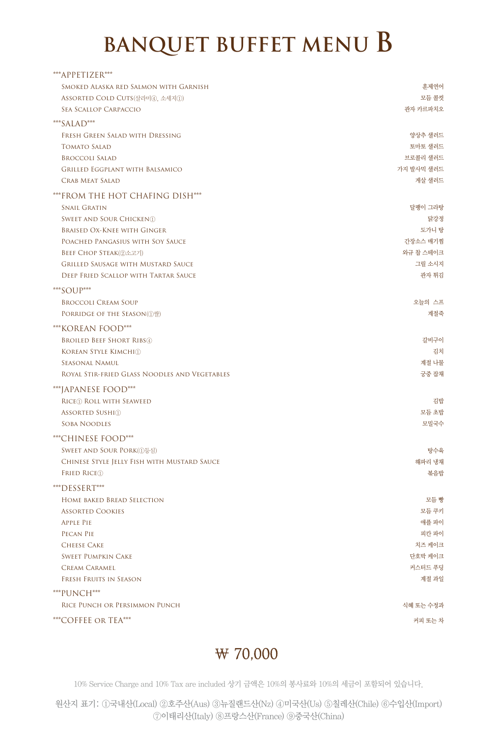# BANQUET BUFFET MENU B

\*\*\*APPETIZER\*\*\*

| | |
|---|---|
| Smoked Alaska red Salmon with Garnish | 훈제연어 |
| Assorted Cold Cuts(살라미④, 소세지①) | 모듬 콜컷 |
| Sea Scallop Carpaccio | 관자 카르파치오 |

\*\*\*SALAD\*\*\*

| | |
|---|---|
| Fresh Green Salad with Dressing | 양상추 샐러드 |
| Tomato Salad | 토마토 샐러드 |
| Broccoli Salad | 브로콜리 샐러드 |
| Grilled Eggplant with Balsamico | 가지 발사믹 샐러드 |
| Crab Meat Salad | 게살 샐러드 |

\*\*\*FROM THE HOT CHAFING DISH\*\*\*

| | |
|---|---|
| Snail Gratin | 달팽이 그라탕 |
| Sweet and Sour Chicken① | 닭강정 |
| Braised Ox-Knee with Ginger | 도가니 탕 |
| Poached Pangasius with Soy Sauce | 간장소스 메기찜 |
| Beef Chop Steak(②소고기) | 와규 찹 스테이크 |
| Grilled Sausage with Mustard Sauce | 그릴 소시지 |
| Deep Fried Scallop with Tartar Sauce | 관자 튀김 |

\*\*\*SOUP\*\*\*

| | |
|---|---|
| Broccoli Cream Soup | 오늘의 스프 |
| Porridge of the Season(①쌀) | 계절죽 |

\*\*\*KOREAN FOOD\*\*\*

| | |
|---|---|
| Broiled Beef Short Ribs④ | 갈비구이 |
| Korean Style Kimchi① | 김치 |
| Seasonal Namul | 계절 나물 |
| Royal Stir-fried Glass Noodles and Vegetables | 궁중 잡채 |

\*\*\*JAPANESE FOOD\*\*\*

| | |
|---|---|
| Rice① Roll with Seaweed | 김밥 |
| Assorted Sushi① | 모듬 초밥 |
| Soba Noodles | 모밀국수 |

\*\*\*CHINESE FOOD\*\*\*

| | |
|---|---|
| Sweet and Sour Pork(①등심) | 탕수육 |
| Chinese Style Jelly Fish with Mustard Sauce | 해파리 냉채 |
| Fried Rice① | 볶음밥 |

\*\*\*DESSERT\*\*\*

| | |
|---|---|
| Home baked Bread Selection | 모듬 빵 |
| Assorted Cookies | 모듬 쿠키 |
| Apple Pie | 애플 파이 |
| Pecan Pie | 피칸 파이 |
| Cheese Cake | 치즈 케이크 |
| Sweet Pumpkin Cake | 단호박 케이크 |
| Cream Caramel | 커스터드 푸딩 |
| Fresh Fruits in Season | 계절 과일 |

\*\*\*PUNCH\*\*\*

| | |
|---|---|
| Rice Punch or Persimmon Punch | 식혜 또는 수정과 |

\*\*\*COFFEE or TEA\*\*\* 커피 또는 차

₩ 70,000

10% Service Charge and 10% Tax are included 상기 금액은 10%의 봉사료와 10%의 세금이 포함되어 있습니다.

원산지 표기: ①국내산(Local) ②호주산(Aus) ③뉴질랜드산(Nz) ④미국산(Us) ⑤칠레산(Chile) ⑥수입산(Import) ⑦이태리산(Italy) ⑧프랑스산(France) ⑨중국산(China)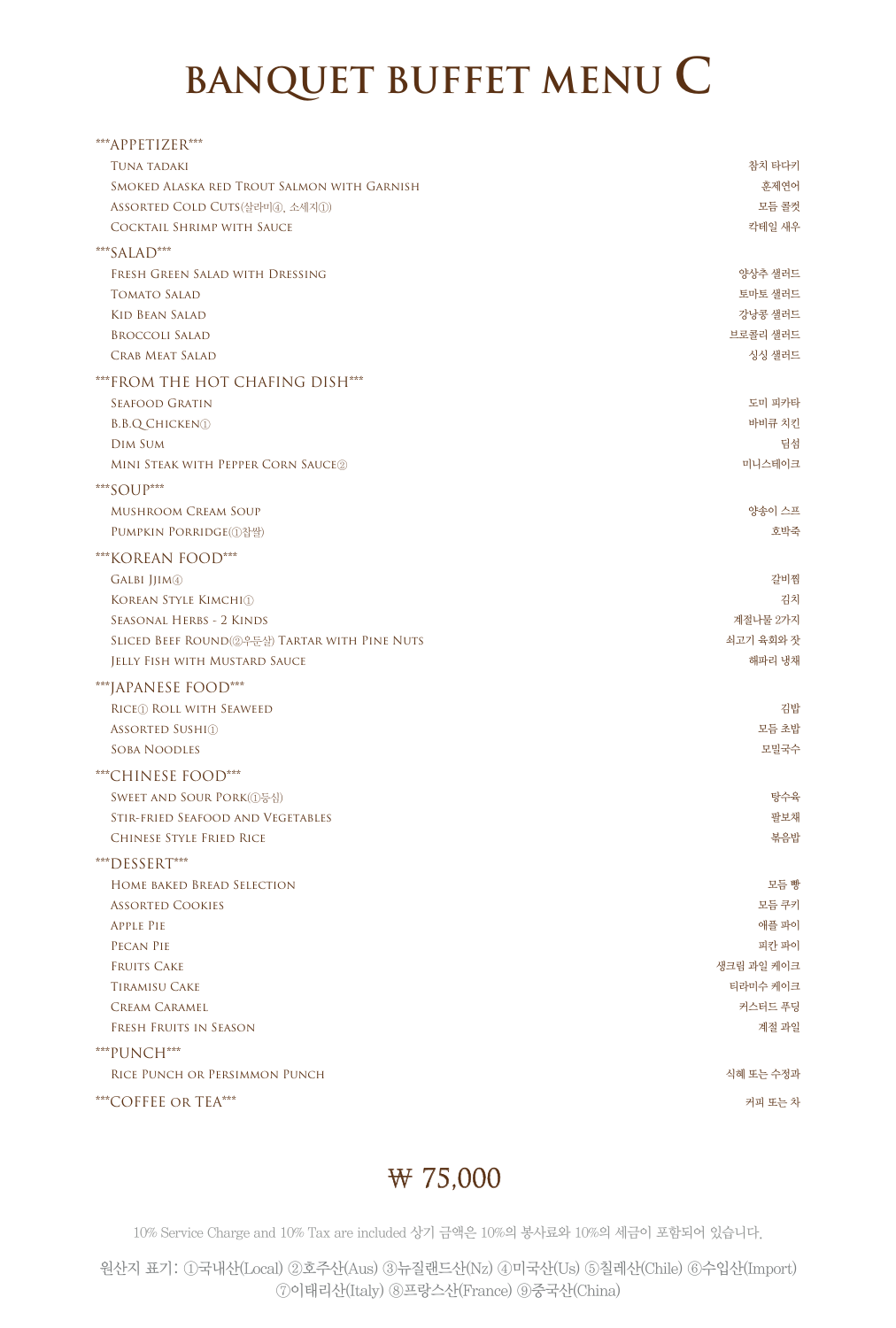# BANQUET BUFFET MENU C

***APPETIZER***

| | |
|---|---|
| Tuna tadaki | 참치 타다키 |
| Smoked Alaska red Trout Salmon with Garnish | 훈제연어 |
| Assorted Cold Cuts(살라미④, 소세지①) | 모듬 콜컷 |
| Cocktail Shrimp with Sauce | 칵테일 새우 |

***SALAD***

| | |
|---|---|
| Fresh Green Salad with Dressing | 양상추 샐러드 |
| Tomato Salad | 토마토 샐러드 |
| Kid Bean Salad | 강낭콩 샐러드 |
| Broccoli Salad | 브로콜리 샐러드 |
| Crab Meat Salad | 싱싱 샐러드 |

***FROM THE HOT CHAFING DISH***

| | |
|---|---|
| Seafood Gratin | 도미 피카타 |
| B.B.Q Chicken① | 바비큐 치킨 |
| Dim Sum | 딤섬 |
| Mini Steak with Pepper Corn Sauce② | 미니스테이크 |

***SOUP***

| | |
|---|---|
| Mushroom Cream Soup | 양송이 스프 |
| Pumpkin Porridge(①찹쌀) | 호박죽 |

***KOREAN FOOD***

| | |
|---|---|
| Galbi Jjim④ | 갈비찜 |
| Korean Style Kimchi① | 김치 |
| Seasonal Herbs - 2 Kinds | 계절나물 2가지 |
| Sliced Beef Round(②우둔살) Tartar with Pine Nuts | 쇠고기 육회와 잣 |
| Jelly Fish with Mustard Sauce | 해파리 냉채 |

***JAPANESE FOOD***

| | |
|---|---|
| Rice① Roll with Seaweed | 김밥 |
| Assorted Sushi① | 모듬 초밥 |
| Soba Noodles | 모밀국수 |

***CHINESE FOOD***

| | |
|---|---|
| Sweet and Sour Pork(①등심) | 탕수육 |
| Stir-fried Seafood and Vegetables | 팔보채 |
| Chinese Style Fried Rice | 볶음밥 |

***DESSERT***

| | |
|---|---|
| Home baked Bread Selection | 모듬 빵 |
| Assorted Cookies | 모듬 쿠키 |
| Apple Pie | 애플 파이 |
| Pecan Pie | 피칸 파이 |
| Fruits Cake | 생크림 과일 케이크 |
| Tiramisu Cake | 티라미수 케이크 |
| Cream Caramel | 커스터드 푸딩 |
| Fresh Fruits in Season | 계절 과일 |

***PUNCH***

| | |
|---|---|
| Rice Punch or Persimmon Punch | 식혜 또는 수정과 |

***COFFEE or TEA*** — 커피 또는 차

## ₩ 75,000

10% Service Charge and 10% Tax are included 상기 금액은 10%의 봉사료와 10%의 세금이 포함되어 있습니다.

원산지 표기: ①국내산(Local) ②호주산(Aus) ③뉴질랜드산(Nz) ④미국산(Us) ⑤칠레산(Chile) ⑥수입산(Import) ⑦이태리산(Italy) ⑧프랑스산(France) ⑨중국산(China)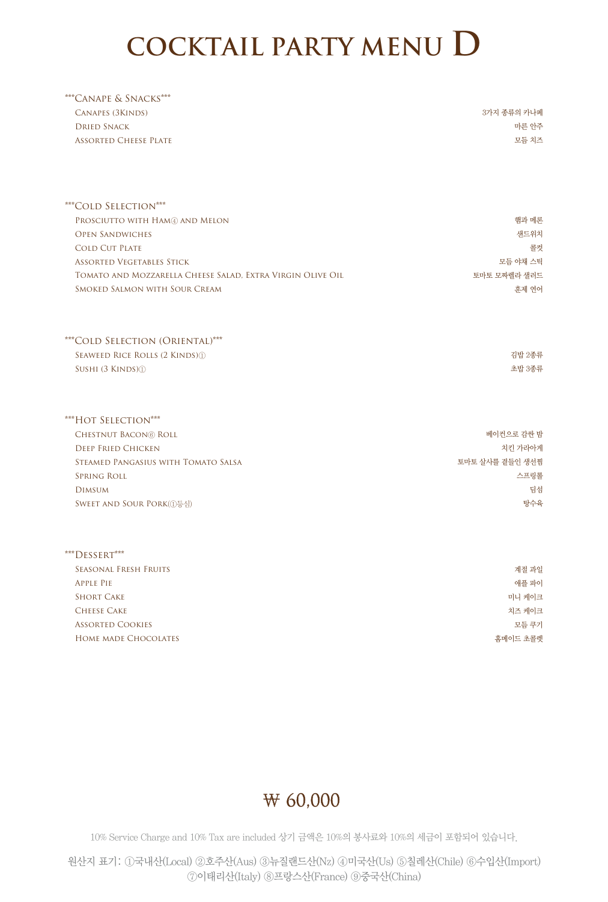# COCKTAIL PARTY MENU D

## ***Canape & Snacks***

| | |
|---|---|
| Canapes (3Kinds) | 3가지 종류의 카나페 |
| Dried Snack | 마른 안주 |
| Assorted Cheese Plate | 모듬 치즈 |

## ***Cold Selection***

| | |
|---|---|
| Prosciutto with Ham④ and Melon | 햄과 메론 |
| Open Sandwiches | 샌드위치 |
| Cold Cut Plate | 콜컷 |
| Assorted Vegetables Stick | 모듬 야채 스틱 |
| Tomato and Mozzarella Cheese Salad, Extra Virgin Olive Oil | 토마토 모짜렐라 샐러드 |
| Smoked Salmon with Sour Cream | 훈제 연어 |

## ***Cold Selection (Oriental)***

| | |
|---|---|
| Seaweed Rice Rolls (2 Kinds)① | 김밥 2종류 |
| Sushi (3 Kinds)① | 초밥 3종류 |

## ***Hot Selection***

| | |
|---|---|
| Chestnut Bacon⑥ Roll | 베이컨으로 감싼 밤 |
| Deep Fried Chicken | 치킨 가라아게 |
| Steamed Pangasius with Tomato Salsa | 토마토 살사를 곁들인 생선찜 |
| Spring Roll | 스프링롤 |
| Dimsum | 딤섬 |
| Sweet and Sour Pork(①등심) | 탕수육 |

## ***Dessert***

| | |
|---|---|
| Seasonal Fresh Fruits | 계절 과일 |
| Apple Pie | 애플 파이 |
| Short Cake | 미니 케이크 |
| Cheese Cake | 치즈 케이크 |
| Assorted Cookies | 모듬 쿠키 |
| Home made Chocolates | 홈메이드 초콜렛 |

## ₩ 60,000

10% Service Charge and 10% Tax are included 상기 금액은 10%의 봉사료와 10%의 세금이 포함되어 있습니다.

원산지 표기: ①국내산(Local) ②호주산(Aus) ③뉴질랜드산(Nz) ④미국산(Us) ⑤칠레산(Chile) ⑥수입산(Import) ⑦이태리산(Italy) ⑧프랑스산(France) ⑨중국산(China)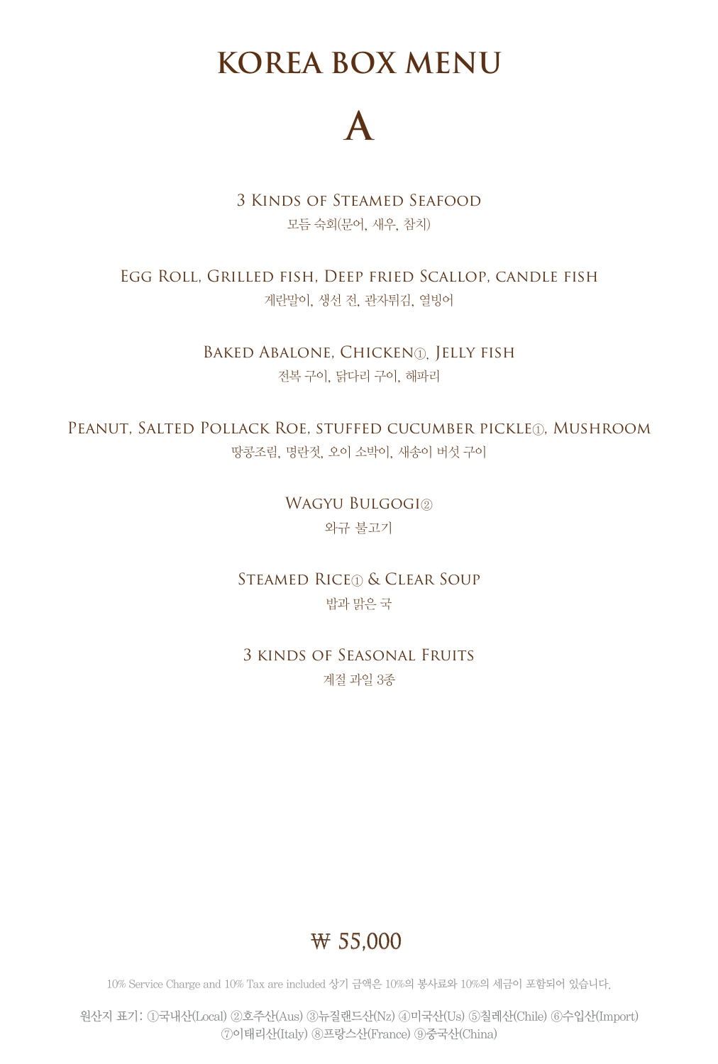# KOREA BOX MENU

## A

3 Kinds of Steamed Seafood
모듬 숙회(문어, 새우, 참치)

Egg Roll, Grilled fish, Deep fried Scallop, candle fish
계란말이, 생선 전, 관자튀김, 열빙어

Baked Abalone, Chicken①, Jelly fish
전복 구이, 닭다리 구이, 해파리

Peanut, Salted Pollack Roe, stuffed cucumber pickle①, Mushroom
땅콩조림, 명란젓, 오이 소박이, 새송이 버섯 구이

Wagyu Bulgogi②
와규 불고기

Steamed Rice① & Clear Soup
밥과 맑은 국

3 kinds of Seasonal Fruits
계절 과일 3종

₩ 55,000

10% Service Charge and 10% Tax are included 상기 금액은 10%의 봉사료와 10%의 세금이 포함되어 있습니다.

원산지 표기: ①국내산(Local) ②호주산(Aus) ③뉴질랜드산(Nz) ④미국산(Us) ⑤칠레산(Chile) ⑥수입산(Import) ⑦이태리산(Italy) ⑧프랑스산(France) ⑨중국산(China)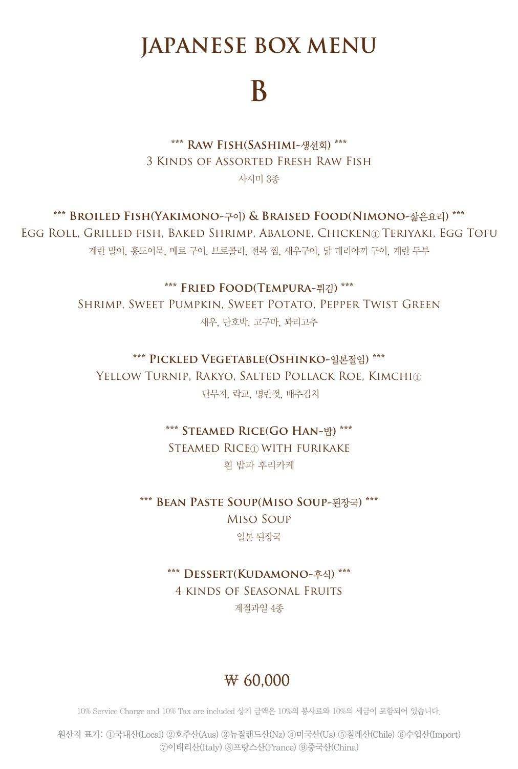# JAPANESE BOX MENU

# B

**\*\*\* Raw Fish(Sashimi-생선회) \*\*\***

3 Kinds of Assorted Fresh Raw Fish

사시미 3종

**\*\*\* Broiled Fish(Yakimono-구이) & Braised Food(Nimono-삶은요리) \*\*\***

Egg Roll, Grilled fish, Baked Shrimp, Abalone, Chicken① Teriyaki, Egg Tofu

계란 말이, 홍도어묵, 메로 구이, 브로콜리, 전복 찜, 새우구이, 닭 데리야끼 구이, 계란 두부

**\*\*\* Fried Food(Tempura-튀김) \*\*\***

Shrimp, Sweet Pumpkin, Sweet Potato, Pepper Twist Green

새우, 단호박, 고구마, 꽈리고추

**\*\*\* Pickled Vegetable(Oshinko-일본절임) \*\*\***

Yellow Turnip, Rakyo, Salted Pollack Roe, Kimchi①

단무지, 락교, 명란젓, 배추김치

**\*\*\* Steamed Rice(Go Han-밥) \*\*\***

Steamed Rice① with furikake

흰 밥과 후리카케

**\*\*\* Bean Paste Soup(Miso Soup-된장국) \*\*\***

Miso Soup

일본 된장국

**\*\*\* Dessert(Kudamono-후식) \*\*\***

4 kinds of Seasonal Fruits

계절과일 4종

₩ 60,000

10% Service Charge and 10% Tax are included 상기 금액은 10%의 봉사료와 10%의 세금이 포함되어 있습니다.

원산지 표기: ①국내산(Local) ②호주산(Aus) ③뉴질랜드산(Nz) ④미국산(Us) ⑤칠레산(Chile) ⑥수입산(Import) ⑦이태리산(Italy) ⑧프랑스산(France) ⑨중국산(China)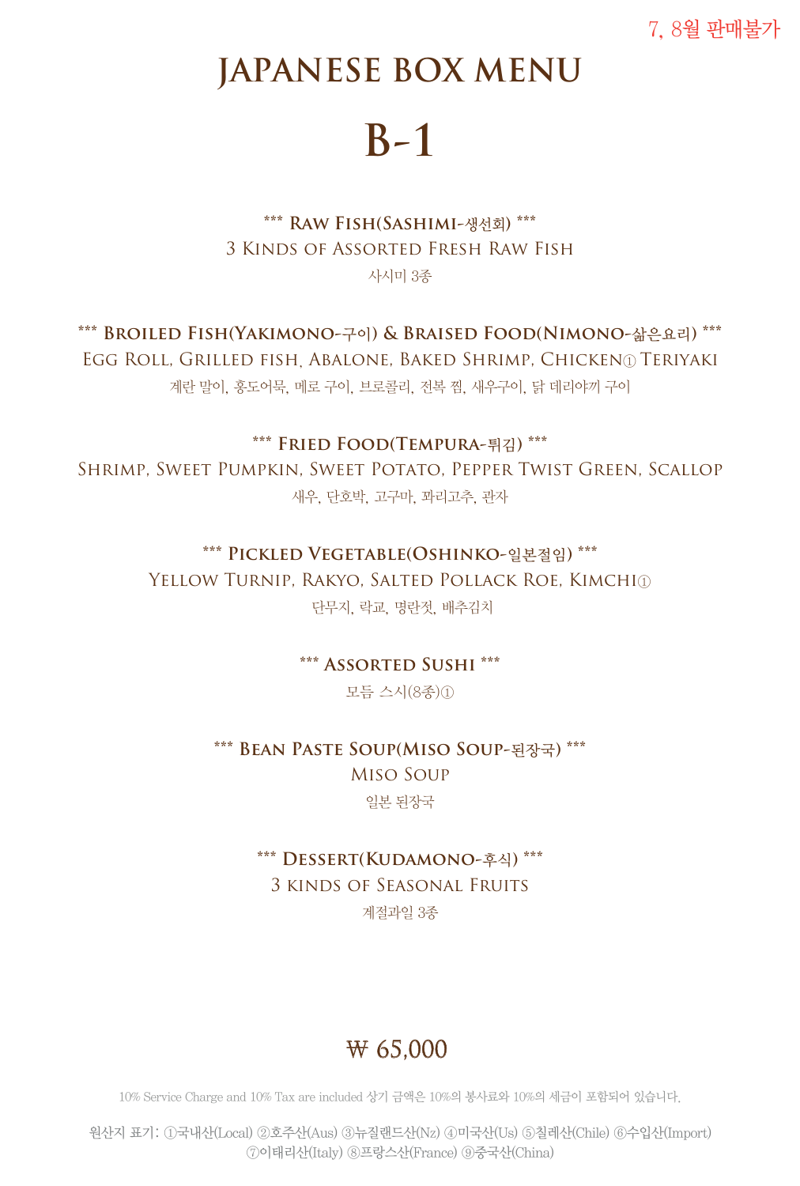7, 8월 판매불가

# JAPANESE BOX MENU

# B-1

### *** Raw Fish(Sashimi-생선회) ***

3 Kinds of Assorted Fresh Raw Fish

사시미 3종

### *** Broiled Fish(Yakimono-구이) & Braised Food(Nimono-삶은요리) ***

Egg Roll, Grilled fish, Abalone, Baked Shrimp, Chicken① Teriyaki

계란 말이, 홍도어묵, 메로 구이, 브로콜리, 전복 찜, 새우구이, 닭 데리야끼 구이

### *** Fried Food(Tempura-튀김) ***

Shrimp, Sweet Pumpkin, Sweet Potato, Pepper Twist Green, Scallop

새우, 단호박, 고구마, 꽈리고추, 관자

### *** Pickled Vegetable(Oshinko-일본절임) ***

Yellow Turnip, Rakyo, Salted Pollack Roe, Kimchi①

단무지, 락교, 명란젓, 배추김치

### *** Assorted Sushi ***

모듬 스시(8종)①

### *** Bean Paste Soup(Miso Soup-된장국) ***

Miso Soup

일본 된장국

### *** Dessert(Kudamono-후식) ***

3 kinds of Seasonal Fruits

계절과일 3종

**₩ 65,000**

10% Service Charge and 10% Tax are included 상기 금액은 10%의 봉사료와 10%의 세금이 포함되어 있습니다.

원산지 표기: ①국내산(Local) ②호주산(Aus) ③뉴질랜드산(Nz) ④미국산(Us) ⑤칠레산(Chile) ⑥수입산(Import) ⑦이태리산(Italy) ⑧프랑스산(France) ⑨중국산(China)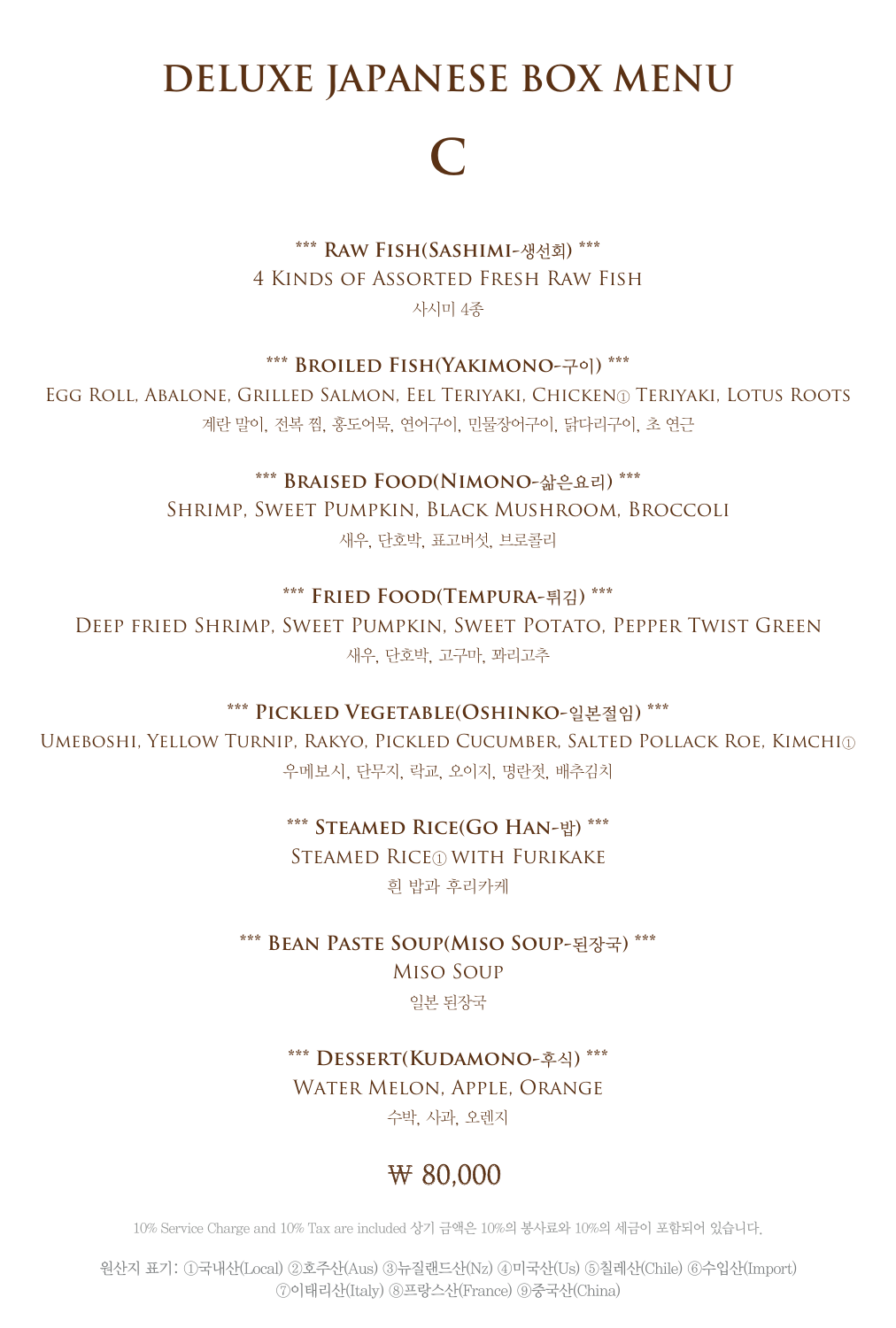# DELUXE JAPANESE BOX MENU

# C

**\*\*\* Raw Fish(Sashimi-생선회) \*\*\***

4 Kinds of Assorted Fresh Raw Fish

사시미 4종

**\*\*\* Broiled Fish(Yakimono-구이) \*\*\***

Egg Roll, Abalone, Grilled Salmon, Eel Teriyaki, Chicken① Teriyaki, Lotus Roots

계란 말이, 전복 찜, 홍도어묵, 연어구이, 민물장어구이, 닭다리구이, 초 연근

**\*\*\* Braised Food(Nimono-삶은요리) \*\*\***

Shrimp, Sweet Pumpkin, Black Mushroom, Broccoli

새우, 단호박, 표고버섯, 브로콜리

**\*\*\* Fried Food(Tempura-튀김) \*\*\***

Deep fried Shrimp, Sweet Pumpkin, Sweet Potato, Pepper Twist Green

새우, 단호박, 고구마, 꽈리고추

**\*\*\* Pickled Vegetable(Oshinko-일본절임) \*\*\***

Umeboshi, Yellow Turnip, Rakyo, Pickled Cucumber, Salted Pollack Roe, Kimchi①

우메보시, 단무지, 락교, 오이지, 명란젓, 배추김치

**\*\*\* Steamed Rice(Go Han-밥) \*\*\***

Steamed Rice① with Furikake

흰 밥과 후리카케

**\*\*\* Bean Paste Soup(Miso Soup-된장국) \*\*\***

Miso Soup

일본 된장국

**\*\*\* Dessert(Kudamono-후식) \*\*\***

Water Melon, Apple, Orange

수박, 사과, 오렌지

₩ 80,000

10% Service Charge and 10% Tax are included 상기 금액은 10%의 봉사료와 10%의 세금이 포함되어 있습니다.

원산지 표기: ①국내산(Local) ②호주산(Aus) ③뉴질랜드산(Nz) ④미국산(Us) ⑤칠레산(Chile) ⑥수입산(Import) ⑦이태리산(Italy) ⑧프랑스산(France) ⑨중국산(China)